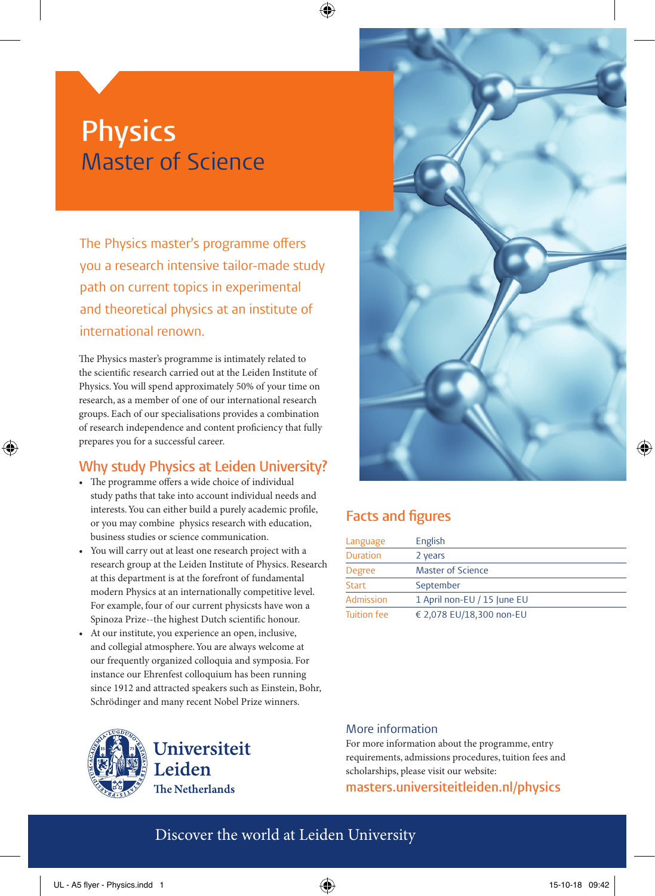# Physics
## Master of Science

The Physics master's programme offers you a research intensive tailor-made study path on current topics in experimental and theoretical physics at an institute of international renown.

The Physics master's programme is intimately related to the scientific research carried out at the Leiden Institute of Physics. You will spend approximately 50% of your time on research, as a member of one of our international research groups. Each of our specialisations provides a combination of research independence and content proficiency that fully prepares you for a successful career.

## Why study Physics at Leiden University?

- The programme offers a wide choice of individual study paths that take into account individual needs and interests. You can either build a purely academic profile, or you may combine physics research with education, business studies or science communication.
- You will carry out at least one research project with a research group at the Leiden Institute of Physics. Research at this department is at the forefront of fundamental modern Physics at an internationally competitive level. For example, four of our current physicsts have won a Spinoza Prize--the highest Dutch scientific honour.
- At our institute, you experience an open, inclusive, and collegial atmosphere. You are always welcome at our frequently organized colloquia and symposia. For instance our Ehrenfest colloquium has been running since 1912 and attracted speakers such as Einstein, Bohr, Schrödinger and many recent Nobel Prize winners.

## Facts and figures

| | |
|---|---|
| Language | English |
| Duration | 2 years |
| Degree | Master of Science |
| Start | September |
| Admission | 1 April non-EU / 15 June EU |
| Tuition fee | € 2,078 EU/18,300 non-EU |

### More information

For more information about the programme, entry requirements, admissions procedures, tuition fees and scholarships, please visit our website:

**masters.universiteitleiden.nl/physics**

Universiteit Leiden
The Netherlands

Discover the world at Leiden University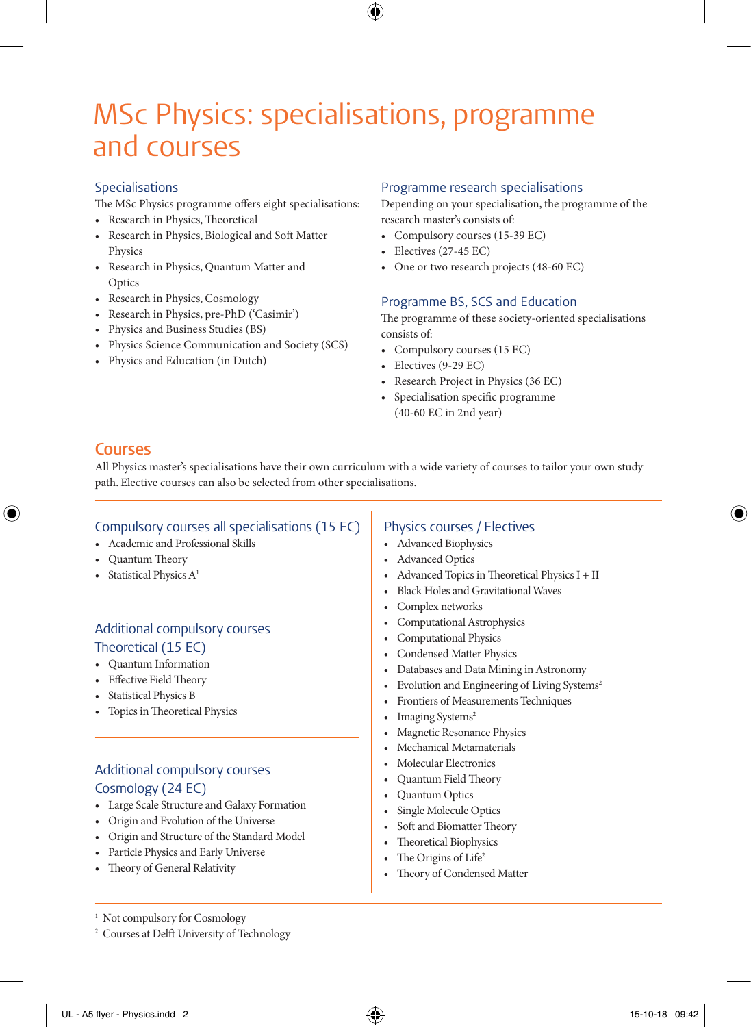# MSc Physics: specialisations, programme and courses

## Specialisations

The MSc Physics programme offers eight specialisations:

- Research in Physics, Theoretical
- Research in Physics, Biological and Soft Matter Physics
- Research in Physics, Quantum Matter and Optics
- Research in Physics, Cosmology
- Research in Physics, pre-PhD ('Casimir')
- Physics and Business Studies (BS)
- Physics Science Communication and Society (SCS)
- Physics and Education (in Dutch)

## Programme research specialisations

Depending on your specialisation, the programme of the research master's consists of:

- Compulsory courses (15-39 EC)
- Electives (27-45 EC)
- One or two research projects (48-60 EC)

## Programme BS, SCS and Education

The programme of these society-oriented specialisations consists of:

- Compulsory courses (15 EC)
- Electives (9-29 EC)
- Research Project in Physics (36 EC)
- Specialisation specific programme (40-60 EC in 2nd year)

## Courses

All Physics master's specialisations have their own curriculum with a wide variety of courses to tailor your own study path. Elective courses can also be selected from other specialisations.

### Compulsory courses all specialisations (15 EC)

- Academic and Professional Skills
- Quantum Theory
- Statistical Physics A[1]

### Additional compulsory courses Theoretical (15 EC)

- Quantum Information
- Effective Field Theory
- Statistical Physics B
- Topics in Theoretical Physics

### Additional compulsory courses Cosmology (24 EC)

- Large Scale Structure and Galaxy Formation
- Origin and Evolution of the Universe
- Origin and Structure of the Standard Model
- Particle Physics and Early Universe
- Theory of General Relativity

### Physics courses / Electives

- Advanced Biophysics
- Advanced Optics
- Advanced Topics in Theoretical Physics I + II
- Black Holes and Gravitational Waves
- Complex networks
- Computational Astrophysics
- Computational Physics
- Condensed Matter Physics
- Databases and Data Mining in Astronomy
- Evolution and Engineering of Living Systems[2]
- Frontiers of Measurements Techniques
- Imaging Systems[2]
- Magnetic Resonance Physics
- Mechanical Metamaterials
- Molecular Electronics
- Quantum Field Theory
- Quantum Optics
- Single Molecule Optics
- Soft and Biomatter Theory
- Theoretical Biophysics
- The Origins of Life[2]
- Theory of Condensed Matter

[1] Not compulsory for Cosmology

[2] Courses at Delft University of Technology